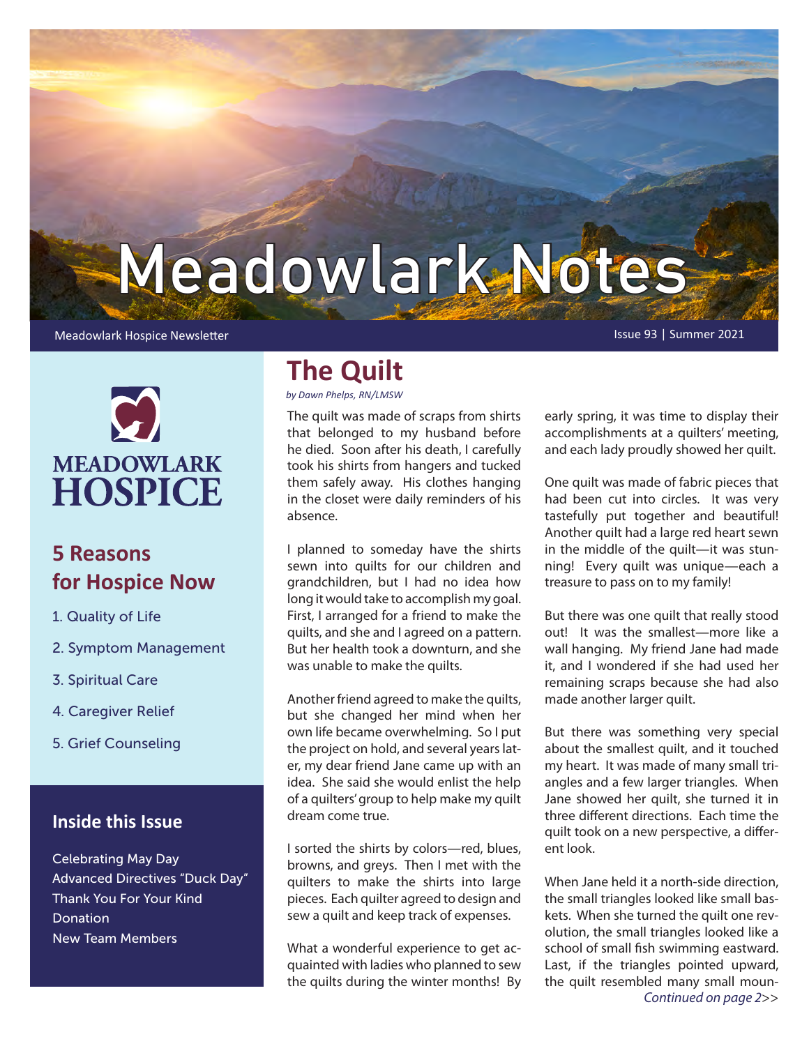# Meadowlark Notes

Meadowlark Hospice Newsletter

Issue 93 | Summer 2021

MEADOWLARK HOSPICE

## 5 Reasons for Hospice Now

1. Quality of Life
2. Symptom Management
3. Spiritual Care
4. Caregiver Relief
5. Grief Counseling

### Inside this Issue

Celebrating May Day
Advanced Directives "Duck Day"
Thank You For Your Kind Donation
New Team Members

## The Quilt

*by Dawn Phelps, RN/LMSW*

The quilt was made of scraps from shirts that belonged to my husband before he died. Soon after his death, I carefully took his shirts from hangers and tucked them safely away. His clothes hanging in the closet were daily reminders of his absence.

I planned to someday have the shirts sewn into quilts for our children and grandchildren, but I had no idea how long it would take to accomplish my goal. First, I arranged for a friend to make the quilts, and she and I agreed on a pattern. But her health took a downturn, and she was unable to make the quilts.

Another friend agreed to make the quilts, but she changed her mind when her own life became overwhelming. So I put the project on hold, and several years later, my dear friend Jane came up with an idea. She said she would enlist the help of a quilters' group to help make my quilt dream come true.

I sorted the shirts by colors—red, blues, browns, and greys. Then I met with the quilters to make the shirts into large pieces. Each quilter agreed to design and sew a quilt and keep track of expenses.

What a wonderful experience to get acquainted with ladies who planned to sew the quilts during the winter months! By early spring, it was time to display their accomplishments at a quilters' meeting, and each lady proudly showed her quilt.

One quilt was made of fabric pieces that had been cut into circles. It was very tastefully put together and beautiful! Another quilt had a large red heart sewn in the middle of the quilt—it was stunning! Every quilt was unique—each a treasure to pass on to my family!

But there was one quilt that really stood out! It was the smallest—more like a wall hanging. My friend Jane had made it, and I wondered if she had used her remaining scraps because she had also made another larger quilt.

But there was something very special about the smallest quilt, and it touched my heart. It was made of many small triangles and a few larger triangles. When Jane showed her quilt, she turned it in three different directions. Each time the quilt took on a new perspective, a different look.

When Jane held it a north-side direction, the small triangles looked like small baskets. When she turned the quilt one revolution, the small triangles looked like a school of small fish swimming eastward. Last, if the triangles pointed upward, the quilt resembled many small moun-

*Continued on page 2>>*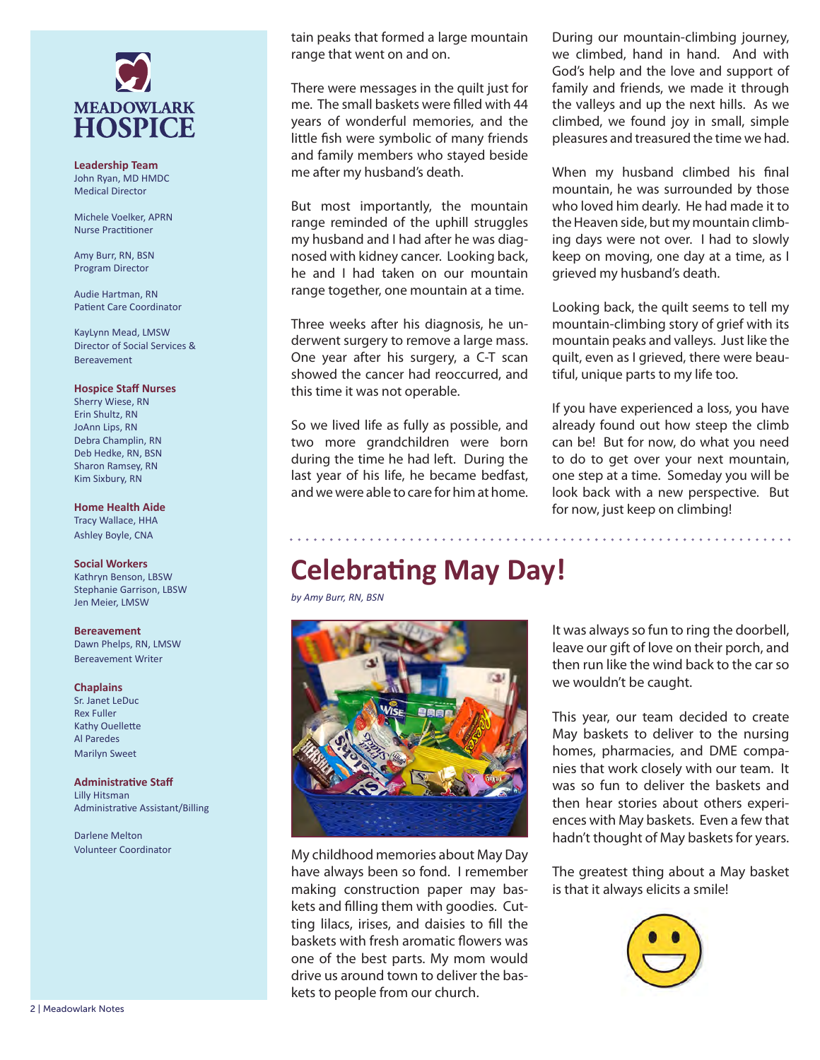**MEADOWLARK HOSPICE**

**Leadership Team**
John Ryan, MD HMDC
Medical Director

Michele Voelker, APRN
Nurse Practitioner

Amy Burr, RN, BSN
Program Director

Audie Hartman, RN
Patient Care Coordinator

KayLynn Mead, LMSW
Director of Social Services & Bereavement

**Hospice Staff Nurses**
Sherry Wiese, RN
Erin Shultz, RN
JoAnn Lips, RN
Debra Champlin, RN
Deb Hedke, RN, BSN
Sharon Ramsey, RN
Kim Sixbury, RN

**Home Health Aide**
Tracy Wallace, HHA
Ashley Boyle, CNA

**Social Workers**
Kathryn Benson, LBSW
Stephanie Garrison, LBSW
Jen Meier, LMSW

**Bereavement**
Dawn Phelps, RN, LMSW
Bereavement Writer

**Chaplains**
Sr. Janet LeDuc
Rex Fuller
Kathy Ouellette
Al Paredes
Marilyn Sweet

**Administrative Staff**
Lilly Hitsman
Administrative Assistant/Billing

Darlene Melton
Volunteer Coordinator

tain peaks that formed a large mountain range that went on and on.

There were messages in the quilt just for me. The small baskets were filled with 44 years of wonderful memories, and the little fish were symbolic of many friends and family members who stayed beside me after my husband's death.

But most importantly, the mountain range reminded of the uphill struggles my husband and I had after he was diagnosed with kidney cancer. Looking back, he and I had taken on our mountain range together, one mountain at a time.

Three weeks after his diagnosis, he underwent surgery to remove a large mass. One year after his surgery, a C-T scan showed the cancer had reoccurred, and this time it was not operable.

So we lived life as fully as possible, and two more grandchildren were born during the time he had left. During the last year of his life, he became bedfast, and we were able to care for him at home.

During our mountain-climbing journey, we climbed, hand in hand. And with God's help and the love and support of family and friends, we made it through the valleys and up the next hills. As we climbed, we found joy in small, simple pleasures and treasured the time we had.

When my husband climbed his final mountain, he was surrounded by those who loved him dearly. He had made it to the Heaven side, but my mountain climbing days were not over. I had to slowly keep on moving, one day at a time, as I grieved my husband's death.

Looking back, the quilt seems to tell my mountain-climbing story of grief with its mountain peaks and valleys. Just like the quilt, even as I grieved, there were beautiful, unique parts to my life too.

If you have experienced a loss, you have already found out how steep the climb can be! But for now, do what you need to do to get over your next mountain, one step at a time. Someday you will be look back with a new perspective. But for now, just keep on climbing!

# Celebrating May Day!

*by Amy Burr, RN, BSN*

My childhood memories about May Day have always been so fond. I remember making construction paper may baskets and filling them with goodies. Cutting lilacs, irises, and daisies to fill the baskets with fresh aromatic flowers was one of the best parts. My mom would drive us around town to deliver the baskets to people from our church.

It was always so fun to ring the doorbell, leave our gift of love on their porch, and then run like the wind back to the car so we wouldn't be caught.

This year, our team decided to create May baskets to deliver to the nursing homes, pharmacies, and DME companies that work closely with our team. It was so fun to deliver the baskets and then hear stories about others experiences with May baskets. Even a few that hadn't thought of May baskets for years.

The greatest thing about a May basket is that it always elicits a smile!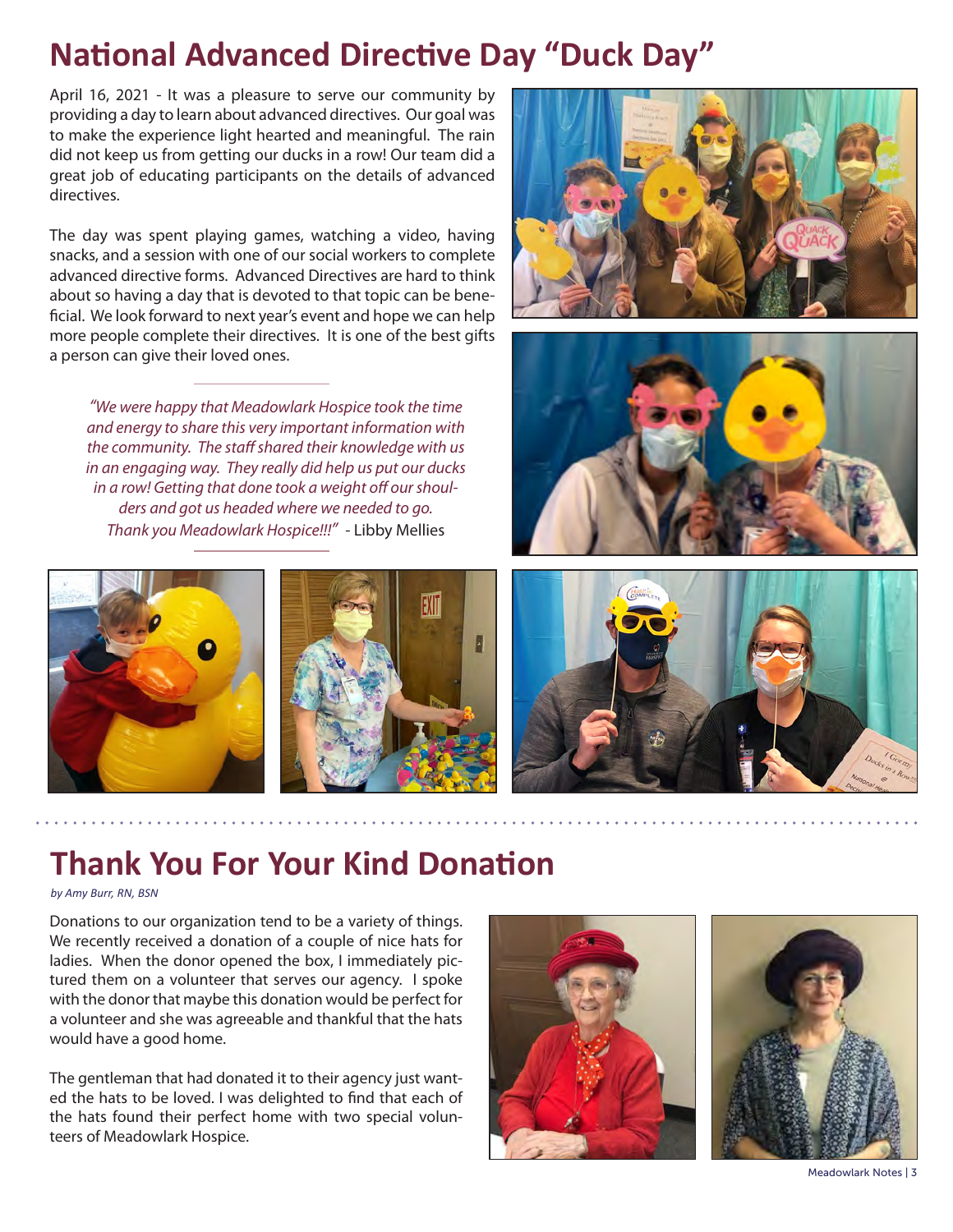# National Advanced Directive Day "Duck Day"

April 16, 2021 - It was a pleasure to serve our community by providing a day to learn about advanced directives. Our goal was to make the experience light hearted and meaningful. The rain did not keep us from getting our ducks in a row! Our team did a great job of educating participants on the details of advanced directives.

The day was spent playing games, watching a video, having snacks, and a session with one of our social workers to complete advanced directive forms. Advanced Directives are hard to think about so having a day that is devoted to that topic can be beneficial. We look forward to next year's event and hope we can help more people complete their directives. It is one of the best gifts a person can give their loved ones.

> *"We were happy that Meadowlark Hospice took the time and energy to share this very important information with the community. The staff shared their knowledge with us in an engaging way. They really did help us put our ducks in a row! Getting that done took a weight off our shoulders and got us headed where we needed to go. Thank you Meadowlark Hospice!!!"* - Libby Mellies

# Thank You For Your Kind Donation

*by Amy Burr, RN, BSN*

Donations to our organization tend to be a variety of things. We recently received a donation of a couple of nice hats for ladies. When the donor opened the box, I immediately pictured them on a volunteer that serves our agency. I spoke with the donor that maybe this donation would be perfect for a volunteer and she was agreeable and thankful that the hats would have a good home.

The gentleman that had donated it to their agency just wanted the hats to be loved. I was delighted to find that each of the hats found their perfect home with two special volunteers of Meadowlark Hospice.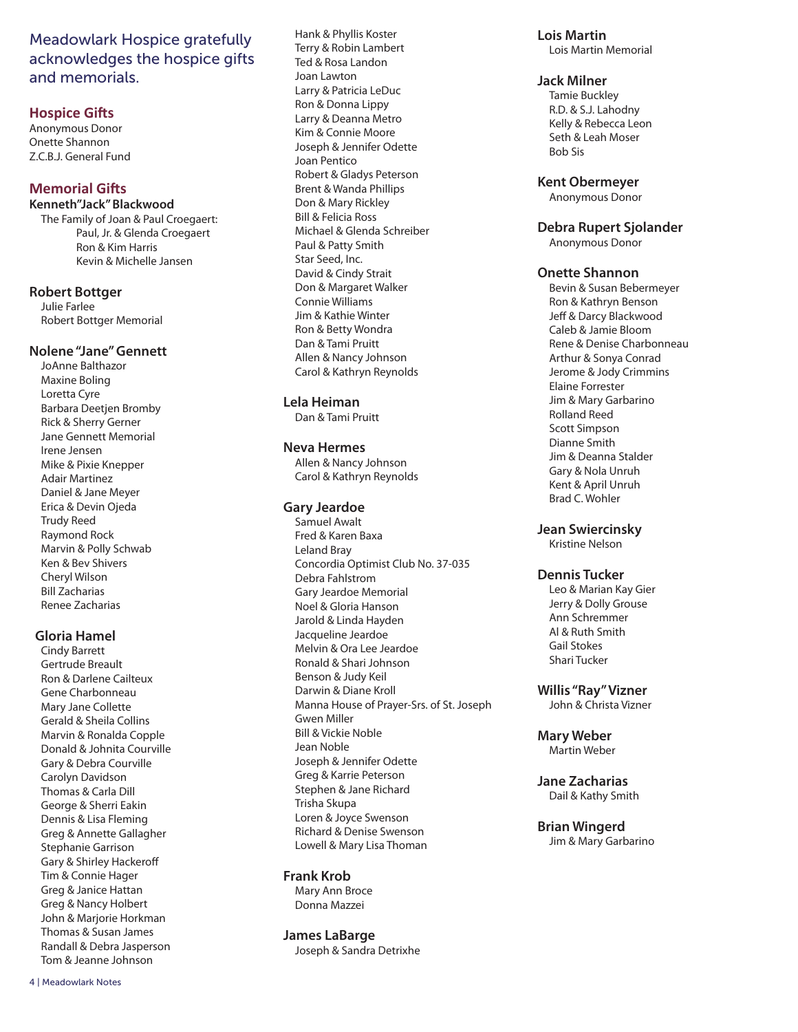Meadowlark Hospice gratefully acknowledges the hospice gifts and memorials.

## Hospice Gifts

Anonymous Donor
Onette Shannon
Z.C.B.J. General Fund

## Memorial Gifts

### Kenneth"Jack" Blackwood

The Family of Joan & Paul Croegaert:
Paul, Jr. & Glenda Croegaert
Ron & Kim Harris
Kevin & Michelle Jansen

### Robert Bottger

Julie Farlee
Robert Bottger Memorial

### Nolene "Jane" Gennett

JoAnne Balthazor
Maxine Boling
Loretta Cyre
Barbara Deetjen Bromby
Rick & Sherry Gerner
Jane Gennett Memorial
Irene Jensen
Mike & Pixie Knepper
Adair Martinez
Daniel & Jane Meyer
Erica & Devin Ojeda
Trudy Reed
Raymond Rock
Marvin & Polly Schwab
Ken & Bev Shivers
Cheryl Wilson
Bill Zacharias
Renee Zacharias

### Gloria Hamel

Cindy Barrett
Gertrude Breault
Ron & Darlene Cailteux
Gene Charbonneau
Mary Jane Collette
Gerald & Sheila Collins
Marvin & Ronalda Copple
Donald & Johnita Courville
Gary & Debra Courville
Carolyn Davidson
Thomas & Carla Dill
George & Sherri Eakin
Dennis & Lisa Fleming
Greg & Annette Gallagher
Stephanie Garrison
Gary & Shirley Hackeroff
Tim & Connie Hager
Greg & Janice Hattan
Greg & Nancy Holbert
John & Marjorie Horkman
Thomas & Susan James
Randall & Debra Jasperson
Tom & Jeanne Johnson
Hank & Phyllis Koster
Terry & Robin Lambert
Ted & Rosa Landon
Joan Lawton
Larry & Patricia LeDuc
Ron & Donna Lippy
Larry & Deanna Metro
Kim & Connie Moore
Joseph & Jennifer Odette
Joan Pentico
Robert & Gladys Peterson
Brent & Wanda Phillips
Don & Mary Rickley
Bill & Felicia Ross
Michael & Glenda Schreiber
Paul & Patty Smith
Star Seed, Inc.
David & Cindy Strait
Don & Margaret Walker
Connie Williams
Jim & Kathie Winter
Ron & Betty Wondra
Dan & Tami Pruitt
Allen & Nancy Johnson
Carol & Kathryn Reynolds

### Lela Heiman

Dan & Tami Pruitt

### Neva Hermes

Allen & Nancy Johnson
Carol & Kathryn Reynolds

### Gary Jeardoe

Samuel Awalt
Fred & Karen Baxa
Leland Bray
Concordia Optimist Club No. 37-035
Debra Fahlstrom
Gary Jeardoe Memorial
Noel & Gloria Hanson
Jarold & Linda Hayden
Jacqueline Jeardoe
Melvin & Ora Lee Jeardoe
Ronald & Shari Johnson
Benson & Judy Keil
Darwin & Diane Kroll
Manna House of Prayer-Srs. of St. Joseph
Gwen Miller
Bill & Vickie Noble
Jean Noble
Joseph & Jennifer Odette
Greg & Karrie Peterson
Stephen & Jane Richard
Trisha Skupa
Loren & Joyce Swenson
Richard & Denise Swenson
Lowell & Mary Lisa Thoman

### Frank Krob

Mary Ann Broce
Donna Mazzei

### James LaBarge

Joseph & Sandra Detrixhe

### Lois Martin

Lois Martin Memorial

### Jack Milner

Tamie Buckley
R.D. & S.J. Lahodny
Kelly & Rebecca Leon
Seth & Leah Moser
Bob Sis

### Kent Obermeyer

Anonymous Donor

### Debra Rupert Sjolander

Anonymous Donor

### Onette Shannon

Bevin & Susan Bebermeyer
Ron & Kathryn Benson
Jeff & Darcy Blackwood
Caleb & Jamie Bloom
Rene & Denise Charbonneau
Arthur & Sonya Conrad
Jerome & Jody Crimmins
Elaine Forrester
Jim & Mary Garbarino
Rolland Reed
Scott Simpson
Dianne Smith
Jim & Deanna Stalder
Gary & Nola Unruh
Kent & April Unruh
Brad C. Wohler

### Jean Swiercinsky

Kristine Nelson

### Dennis Tucker

Leo & Marian Kay Gier
Jerry & Dolly Grouse
Ann Schremmer
Al & Ruth Smith
Gail Stokes
Shari Tucker

### Willis "Ray" Vizner

John & Christa Vizner

### Mary Weber

Martin Weber

### Jane Zacharias

Dail & Kathy Smith

### Brian Wingerd

Jim & Mary Garbarino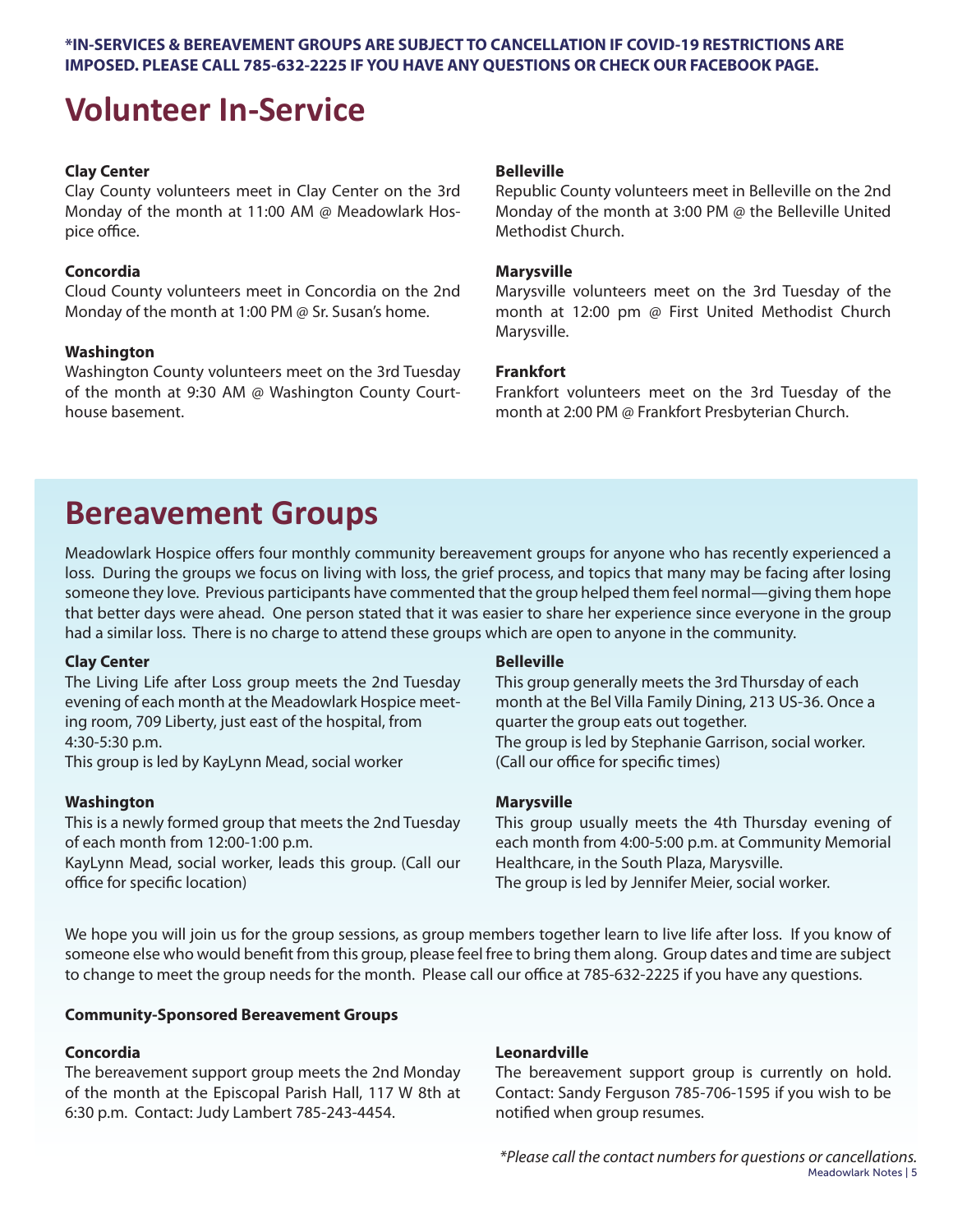**\*IN-SERVICES & BEREAVEMENT GROUPS ARE SUBJECT TO CANCELLATION IF COVID-19 RESTRICTIONS ARE IMPOSED. PLEASE CALL 785-632-2225 IF YOU HAVE ANY QUESTIONS OR CHECK OUR FACEBOOK PAGE.**

# Volunteer In-Service

**Clay Center**
Clay County volunteers meet in Clay Center on the 3rd Monday of the month at 11:00 AM @ Meadowlark Hospice office.

**Concordia**
Cloud County volunteers meet in Concordia on the 2nd Monday of the month at 1:00 PM @ Sr. Susan's home.

**Washington**
Washington County volunteers meet on the 3rd Tuesday of the month at 9:30 AM @ Washington County Courthouse basement.

**Belleville**
Republic County volunteers meet in Belleville on the 2nd Monday of the month at 3:00 PM @ the Belleville United Methodist Church.

**Marysville**
Marysville volunteers meet on the 3rd Tuesday of the month at 12:00 pm @ First United Methodist Church Marysville.

**Frankfort**
Frankfort volunteers meet on the 3rd Tuesday of the month at 2:00 PM @ Frankfort Presbyterian Church.

# Bereavement Groups

Meadowlark Hospice offers four monthly community bereavement groups for anyone who has recently experienced a loss. During the groups we focus on living with loss, the grief process, and topics that many may be facing after losing someone they love. Previous participants have commented that the group helped them feel normal—giving them hope that better days were ahead. One person stated that it was easier to share her experience since everyone in the group had a similar loss. There is no charge to attend these groups which are open to anyone in the community.

**Clay Center**
The Living Life after Loss group meets the 2nd Tuesday evening of each month at the Meadowlark Hospice meeting room, 709 Liberty, just east of the hospital, from 4:30-5:30 p.m.
This group is led by KayLynn Mead, social worker

**Washington**
This is a newly formed group that meets the 2nd Tuesday of each month from 12:00-1:00 p.m.
KayLynn Mead, social worker, leads this group. (Call our office for specific location)

**Belleville**
This group generally meets the 3rd Thursday of each month at the Bel Villa Family Dining, 213 US-36. Once a quarter the group eats out together.
The group is led by Stephanie Garrison, social worker. (Call our office for specific times)

**Marysville**
This group usually meets the 4th Thursday evening of each month from 4:00-5:00 p.m. at Community Memorial Healthcare, in the South Plaza, Marysville.
The group is led by Jennifer Meier, social worker.

We hope you will join us for the group sessions, as group members together learn to live life after loss. If you know of someone else who would benefit from this group, please feel free to bring them along. Group dates and time are subject to change to meet the group needs for the month. Please call our office at 785-632-2225 if you have any questions.

**Community-Sponsored Bereavement Groups**

**Concordia**
The bereavement support group meets the 2nd Monday of the month at the Episcopal Parish Hall, 117 W 8th at 6:30 p.m. Contact: Judy Lambert 785-243-4454.

**Leonardville**
The bereavement support group is currently on hold. Contact: Sandy Ferguson 785-706-1595 if you wish to be notified when group resumes.

*\*Please call the contact numbers for questions or cancellations.*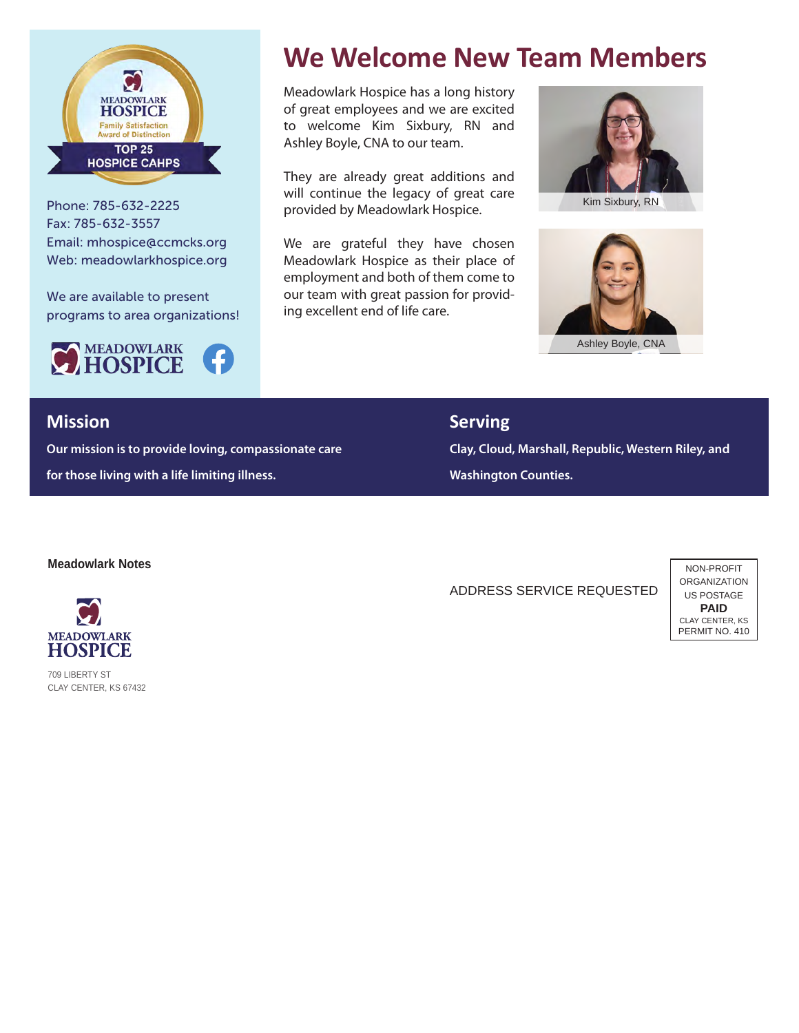MEADOWLARK HOSPICE
Family Satisfaction Award of Distinction
TOP 25 HOSPICE CAHPS

Phone: 785-632-2225
Fax: 785-632-3557
Email: mhospice@ccmcks.org
Web: meadowlarkhospice.org

We are available to present programs to area organizations!

MEADOWLARK HOSPICE

# We Welcome New Team Members

Meadowlark Hospice has a long history of great employees and we are excited to welcome Kim Sixbury, RN and Ashley Boyle, CNA to our team.

They are already great additions and will continue the legacy of great care provided by Meadowlark Hospice.

We are grateful they have chosen Meadowlark Hospice as their place of employment and both of them come to our team with great passion for providing excellent end of life care.

Kim Sixbury, RN

Ashley Boyle, CNA

## Mission

**Our mission is to provide loving, compassionate care for those living with a life limiting illness.**

## Serving

**Clay, Cloud, Marshall, Republic, Western Riley, and Washington Counties.**

**Meadowlark Notes**

MEADOWLARK HOSPICE

709 LIBERTY ST
CLAY CENTER, KS 67432

ADDRESS SERVICE REQUESTED

NON-PROFIT ORGANIZATION
US POSTAGE
**PAID**
CLAY CENTER, KS
PERMIT NO. 410